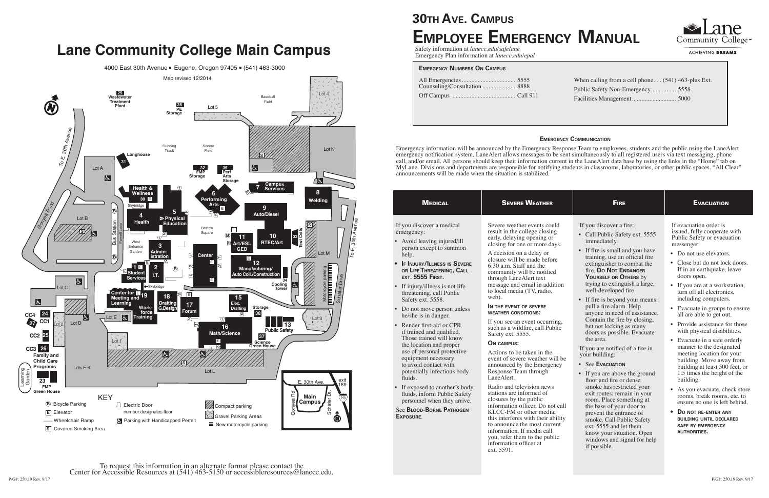# Lane Community College Main Campus

4000 East 30th Avenue ▪ Eugene, Oregon 97405 ▪ (541) 463-3000

Map revised 12/2014

**KEY**

- B Bicycle Parking
- E Elevator
- —— Wheelchair Ramp
- S Covered Smoking Area
- Electric Door (number designates floor)
- Parking with Handicapped Permit
- Compact parking
- Gravel Parking Areas
- New motorcycle parking

To request this information in an alternate format please contact the Center for Accessible Resources at (541) 463-5150 or accessibleresources@lanecc.edu.

P/G#: 250.19 Rev. 9/17

# 30TH AVE. CAMPUS
# EMPLOYEE EMERGENCY MANUAL

Lane Community College — ACHIEVING DREAMS

Safety information at *lanecc.edu/safelane*
Emergency Plan information at *lanecc.edu/epal*

## EMERGENCY NUMBERS ON CAMPUS

| | |
|---|---|
| All Emergencies | 5555 |
| Counseling/Consultation | 8888 |
| Off Campus | Call 911 |
| When calling from a cell phone. . . | (541) 463-plus Ext. |
| Public Safety Non-Emergency | 5558 |
| Facilities Management | 5000 |

## EMERGENCY COMMUNICATION

Emergency information will be announced by the Emergency Response Team to employees, students and the public using the LaneAlert emergency notification system. LaneAlert allows messages to be sent simultaneously to all registered users via text messaging, phone call, and/or email. All persons should keep their information current in the LaneAlert data base by using the links in the "Home" tab on MyLane. Divisions and departments are responsible for notifying students in classrooms, laboratories, or other public spaces. "All Clear" announcements will be made when the situation is stabilized.

## MEDICAL

If you discover a medical emergency:

- Avoid leaving injured/ill person except to summon help.
- **IF INJURY/ILLNESS IS SEVERE OR LIFE THREATENING, CALL EXT. 5555 FIRST.**
- If injury/illness is not life threatening, call Public Safety ext. 5558.
- Do not move person unless he/she is in danger.
- Render first-aid or CPR if trained and qualified. Those trained will know the location and proper use of personal protective equipment necessary to avoid contact with potentially infectious body fluids.
- If exposed to another's body fluids, inform Public Safety personnel when they arrive.

See **BLOOD-BORNE PATHOGEN EXPOSURE**.

## SEVERE WEATHER

Severe weather events could result in the college closing early, delaying opening or closing for one or more days.

A decision on a delay or closure will be made before 6:30 a.m. Staff and the community will be notified through LaneAlert text message and email in addition to local media (TV, radio, web).

**IN THE EVENT OF SEVERE WEATHER CONDITIONS:**

If you see an event occurring, such as a wildfire, call Public Safety ext. 5555.

**ON CAMPUS:**

Actions to be taken in the event of severe weather will be announced by the Emergency Response Team through LaneAlert.

Radio and television news stations are informed of closures by the public information officer. Do not call KLCC-FM or other media; this interferes with their ability to announce the most current information. If media call you, refer them to the public information officer at ext. 5591.

## FIRE

If you discover a fire:

- Call Public Safety ext. 5555 immediately.
- If fire is small and you have training, use an official fire extinguisher to combat the fire. **DO NOT ENDANGER YOURSELF OR OTHERS** by trying to extinguish a large, well-developed fire.
- If fire is beyond your means: pull a fire alarm. Help anyone in need of assistance. Contain the fire by closing, but not locking as many doors as possible. Evacuate the area.

If you are notified of a fire in your building:

- See **EVACUATION**
- If you are above the ground floor and fire or dense smoke has restricted your exit routes: remain in your room. Place something at the base of your door to prevent the entrance of smoke. Call Public Safety ext. 5555 and let them know your situation. Open windows and signal for help if possible.

## EVACUATION

If evacuation order is issued, fully cooperate with Public Safety or evacuation messenger:

- Do not use elevators.
- Close but do not lock doors. If in an earthquake, leave doors open.
- If you are at a workstation, turn off all electronics, including computers.
- Evacuate in groups to ensure all are able to get out.
- Provide assistance for those with physical disabilities.
- Evacuate in a safe orderly manner to the designated meeting location for your building. Move away from building at least 500 feet, or 1.5 times the height of the building.
- As you evacuate, check store rooms, break rooms, etc. to ensure no one is left behind.
- **DO NOT RE-ENTER ANY BUILDING UNTIL DECLARED SAFE BY EMERGENCY AUTHORITIES.**

P/G#: 250.19 Rev. 9/17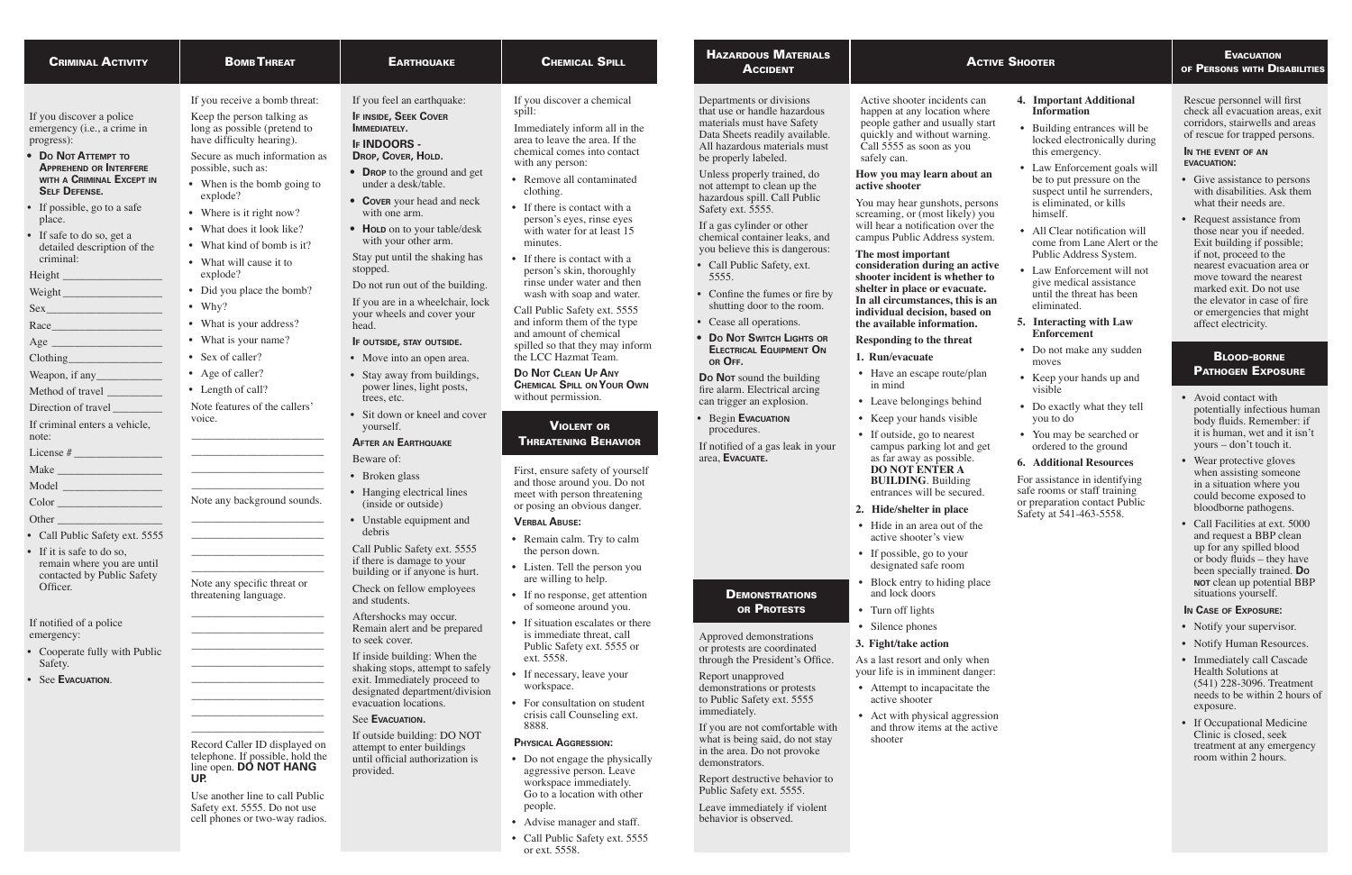## Criminal Activity

If you discover a police emergency (i.e., a crime in progress):

- **Do Not Attempt to Apprehend or Interfere with a Criminal Except in Self Defense.**
- If possible, go to a safe place.
- If safe to do so, get a detailed description of the criminal:

Height ________________

Weight ________________

Sex ________________

Race ________________

Age ________________

Clothing ________________

Weapon, if any ________________

Method of travel ________________

Direction of travel ________________

If criminal enters a vehicle, note:

License # ________________

Make ________________

Model ________________

Color ________________

Other ________________

- Call Public Safety ext. 5555
- If it is safe to do so, remain where you are until contacted by Public Safety Officer.

If notified of a police emergency:

- Cooperate fully with Public Safety.
- See **Evacuation**.

## Bomb Threat

If you receive a bomb threat:

Keep the person talking as long as possible (pretend to have difficulty hearing).

Secure as much information as possible, such as:

- When is the bomb going to explode?
- Where is it right now?
- What does it look like?
- What kind of bomb is it?
- What will cause it to explode?
- Did you place the bomb?
- Why?
- What is your address?
- What is your name?
- Sex of caller?
- Age of caller?
- Length of call?

Note features of the callers' voice.

________________

________________

________________

________________

Note any background sounds.

________________

________________

________________

________________

Note any specific threat or threatening language.

________________

________________

________________

________________

________________

________________

________________

________________

Record Caller ID displayed on telephone. If possible, hold the line open. **DO NOT HANG UP.**

Use another line to call Public Safety ext. 5555. Do not use cell phones or two-way radios.

## Earthquake

If you feel an earthquake:

**If inside, Seek Cover Immediately.**

**If INDOORS - Drop, Cover, Hold.**

- **Drop** to the ground and get under a desk/table.
- **Cover** your head and neck with one arm.
- **Hold** on to your table/desk with your other arm.

Stay put until the shaking has stopped.

Do not run out of the building.

If you are in a wheelchair, lock your wheels and cover your head.

**If outside, stay outside.**

- Move into an open area.
- Stay away from buildings, power lines, light posts, trees, etc.
- Sit down or kneel and cover yourself.

**After an Earthquake**

Beware of:

- Broken glass
- Hanging electrical lines (inside or outside)
- Unstable equipment and debris

Call Public Safety ext. 5555 if there is damage to your building or if anyone is hurt.

Check on fellow employees and students.

Aftershocks may occur. Remain alert and be prepared to seek cover.

If inside building: When the shaking stops, attempt to safely exit. Immediately proceed to designated department/division evacuation locations.

See **Evacuation.**

If outside building: DO NOT attempt to enter buildings until official authorization is provided.

## Chemical Spill

If you discover a chemical spill:

Immediately inform all in the area to leave the area. If the chemical comes into contact with any person:

- Remove all contaminated clothing.
- If there is contact with a person's eyes, rinse eyes with water for at least 15 minutes.
- If there is contact with a person's skin, thoroughly rinse under water and then wash with soap and water.

Call Public Safety ext. 5555 and inform them of the type and amount of chemical spilled so that they may inform the LCC Hazmat Team.

**Do Not Clean Up Any Chemical Spill on Your Own** without permission.

## Violent or Threatening Behavior

First, ensure safety of yourself and those around you. Do not meet with person threatening or posing an obvious danger.

**Verbal Abuse:**

- Remain calm. Try to calm the person down.
- Listen. Tell the person you are willing to help.
- If no response, get attention of someone around you.
- If situation escalates or there is immediate threat, call Public Safety ext. 5555 or ext. 5558.
- If necessary, leave your workspace.
- For consultation on student crisis call Counseling ext. 8888.

**Physical Aggression:**

- Do not engage the physically aggressive person. Leave workspace immediately. Go to a location with other people.
- Advise manager and staff.
- Call Public Safety ext. 5555 or ext. 5558.

## Hazardous Materials Accident

Departments or divisions that use or handle hazardous materials must have Safety Data Sheets readily available. All hazardous materials must be properly labeled.

Unless properly trained, do not attempt to clean up the hazardous spill. Call Public Safety ext. 5555.

If a gas cylinder or other chemical container leaks, and you believe this is dangerous:

- Call Public Safety, ext. 5555.
- Confine the fumes or fire by shutting door to the room.
- Cease all operations.
- **Do Not Switch Lights or Electrical Equipment On or Off.**

**Do Not** sound the building fire alarm. Electrical arcing can trigger an explosion.

- Begin **Evacuation** procedures.

If notified of a gas leak in your area, **Evacuate.**

## Demonstrations or Protests

Approved demonstrations or protests are coordinated through the President's Office.

Report unapproved demonstrations or protests to Public Safety ext. 5555 immediately.

If you are not comfortable with what is being said, do not stay in the area. Do not provoke demonstrators.

Report destructive behavior to Public Safety ext. 5555.

Leave immediately if violent behavior is observed.

## Active Shooter

Active shooter incidents can happen at any location where people gather and usually start quickly and without warning. Call 5555 as soon as you safely can.

**How you may learn about an active shooter**

You may hear gunshots, persons screaming, or (most likely) you will hear a notification over the campus Public Address system.

**The most important consideration during an active shooter incident is whether to shelter in place or evacuate. In all circumstances, this is an individual decision, based on the available information.**

**Responding to the threat**

**1. Run/evacuate**

- Have an escape route/plan in mind
- Leave belongings behind
- Keep your hands visible
- If outside, go to nearest campus parking lot and get as far away as possible. **DO NOT ENTER A BUILDING**. Building entrances will be secured.

**2. Hide/shelter in place**

- Hide in an area out of the active shooter's view
- If possible, go to your designated safe room
- Block entry to hiding place and lock doors
- Turn off lights
- Silence phones

**3. Fight/take action**

As a last resort and only when your life is in imminent danger:

- Attempt to incapacitate the active shooter
- Act with physical aggression and throw items at the active shooter

**4. Important Additional Information**

- Building entrances will be locked electronically during this emergency.
- Law Enforcement goals will be to put pressure on the suspect until he surrenders, is eliminated, or kills himself.
- All Clear notification will come from Lane Alert or the Public Address System.
- Law Enforcement will not give medical assistance until the threat has been eliminated.

**5. Interacting with Law Enforcement**

- Do not make any sudden moves
- Keep your hands up and visible
- Do exactly what they tell you to do
- You may be searched or ordered to the ground

**6. Additional Resources**

For assistance in identifying safe rooms or staff training or preparation contact Public Safety at 541-463-5558.

## Evacuation of Persons with Disabilities

Rescue personnel will first check all evacuation areas, exit corridors, stairwells and areas of rescue for trapped persons.

**In the event of an evacuation:**

- Give assistance to persons with disabilities. Ask them what their needs are.
- Request assistance from those near you if needed. Exit building if possible; if not, proceed to the nearest evacuation area or move toward the nearest marked exit. Do not use the elevator in case of fire or emergencies that might affect electricity.

## Blood-borne Pathogen Exposure

- Avoid contact with potentially infectious human body fluids. Remember: if it is human, wet and it isn't yours – don't touch it.
- Wear protective gloves when assisting someone in a situation where you could become exposed to bloodborne pathogens.
- Call Facilities at ext. 5000 and request a BBP clean up for any spilled blood or body fluids – they have been specially trained. **Do not** clean up potential BBP situations yourself.

**In Case of Exposure:**

- Notify your supervisor.
- Notify Human Resources.
- Immediately call Cascade Health Solutions at (541) 228-3096. Treatment needs to be within 2 hours of exposure.
- If Occupational Medicine Clinic is closed, seek treatment at any emergency room within 2 hours.